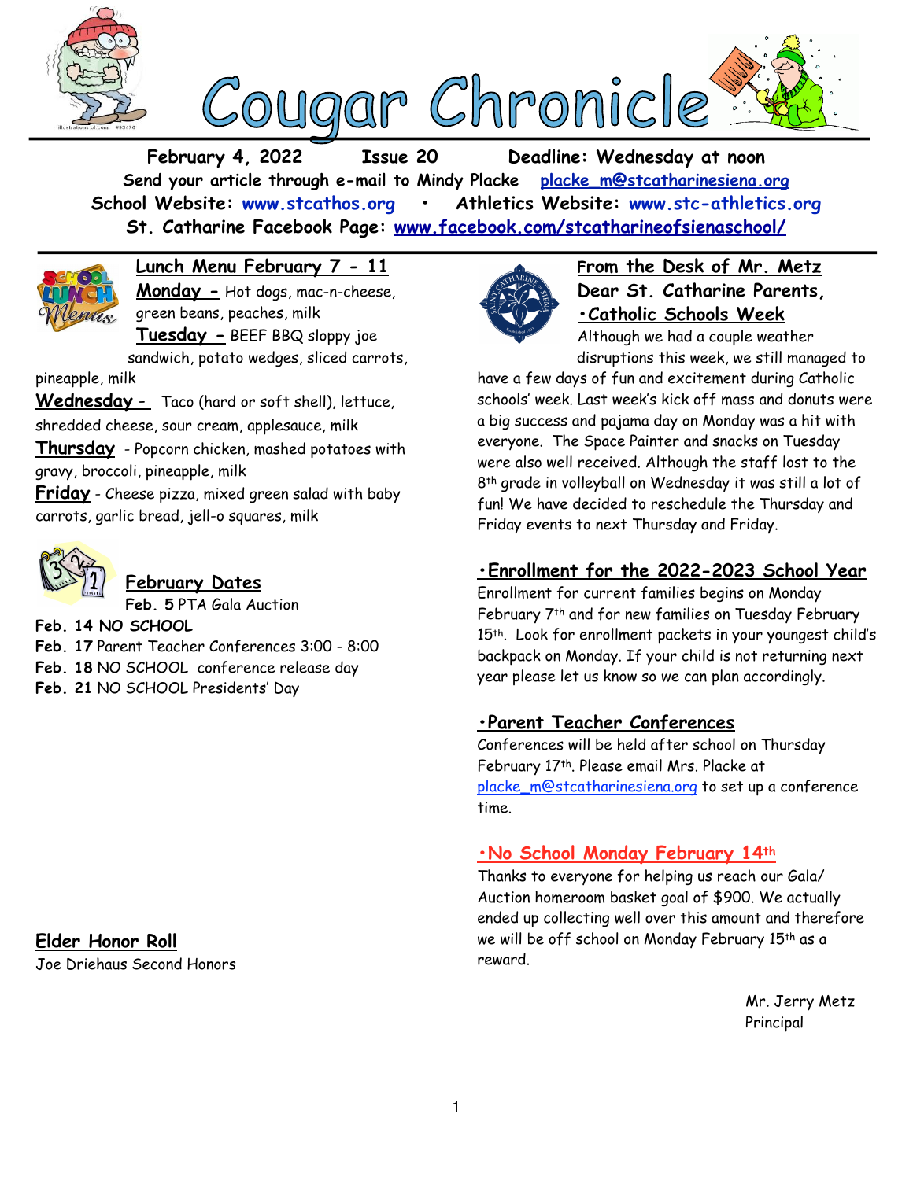# Cougar Chronicle

**February 4, 2022 Issue 20 Deadline: Wednesday at noon**

**Send your article through e-mail to Mindy Placke placke_m@stcatharinesiena.org**

**School Website: www.stcathos.org • Athletics Website: www.stc-athletics.org**

**St. Catharine Facebook Page: www.facebook.com/stcatharineofsienaschool/**

## Lunch Menu February 7 - 11

**Monday -** Hot dogs, mac-n-cheese, green beans, peaches, milk

**Tuesday -** BEEF BBQ sloppy joe sandwich, potato wedges, sliced carrots, pineapple, milk

**Wednesday -** Taco (hard or soft shell), lettuce, shredded cheese, sour cream, applesauce, milk

**Thursday** - Popcorn chicken, mashed potatoes with gravy, broccoli, pineapple, milk

**Friday** - Cheese pizza, mixed green salad with baby carrots, garlic bread, jell-o squares, milk

## February Dates

**Feb. 5** PTA Gala Auction

**Feb. 14 NO SCHOOL**

**Feb. 17** Parent Teacher Conferences 3:00 - 8:00

**Feb. 18** NO SCHOOL conference release day

**Feb. 21** NO SCHOOL Presidents' Day

## Elder Honor Roll

Joe Driehaus Second Honors

## From the Desk of Mr. Metz

**Dear St. Catharine Parents,**

### •Catholic Schools Week

Although we had a couple weather disruptions this week, we still managed to have a few days of fun and excitement during Catholic schools' week. Last week's kick off mass and donuts were a big success and pajama day on Monday was a hit with everyone. The Space Painter and snacks on Tuesday were also well received. Although the staff lost to the 8th grade in volleyball on Wednesday it was still a lot of fun! We have decided to reschedule the Thursday and Friday events to next Thursday and Friday.

### •Enrollment for the 2022-2023 School Year

Enrollment for current families begins on Monday February 7th and for new families on Tuesday February 15th. Look for enrollment packets in your youngest child's backpack on Monday. If your child is not returning next year please let us know so we can plan accordingly.

### •Parent Teacher Conferences

Conferences will be held after school on Thursday February 17th. Please email Mrs. Placke at placke_m@stcatharinesiena.org to set up a conference time.

### •No School Monday February 14th

Thanks to everyone for helping us reach our Gala/ Auction homeroom basket goal of $900. We actually ended up collecting well over this amount and therefore we will be off school on Monday February 15th as a reward.

Mr. Jerry Metz
Principal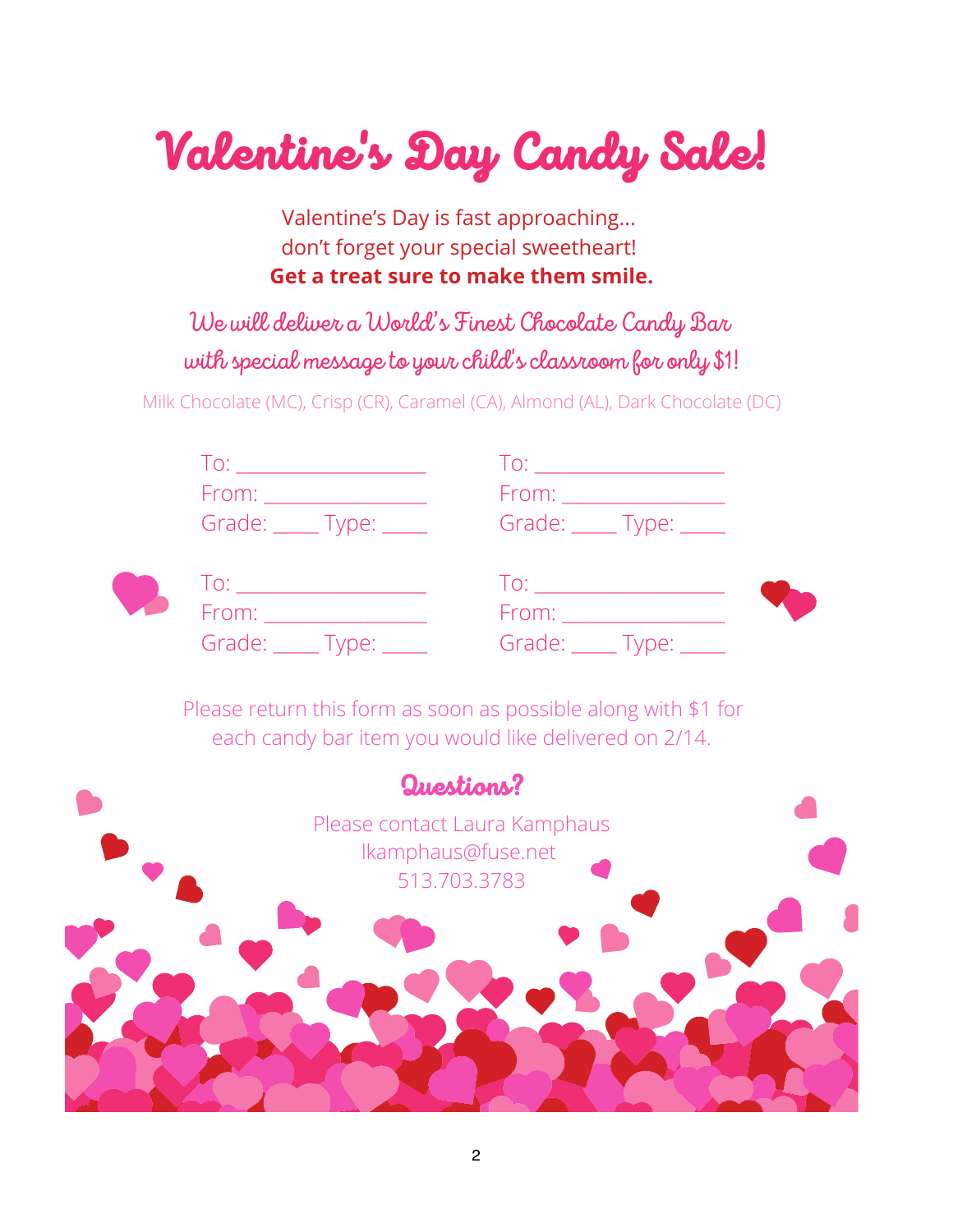# Valentine's Day Candy Sale!

Valentine's Day is fast approaching...
don't forget your special sweetheart!
**Get a treat sure to make them smile.**

We will deliver a World's Finest Chocolate Candy Bar
with special message to your child's classroom for only $1!

Milk Chocolate (MC), Crisp (CR), Caramel (CA), Almond (AL), Dark Chocolate (DC)

To: ___________________
From: ________________
Grade: ____ Type: ____

To: ___________________
From: ________________
Grade: ____ Type: ____

To: ___________________
From: ________________
Grade: ____ Type: ____

To: ___________________
From: ________________
Grade: ____ Type: ____

Please return this form as soon as possible along with $1 for
each candy bar item you would like delivered on 2/14.

## Questions?

Please contact Laura Kamphaus
lkamphaus@fuse.net
513.703.3783